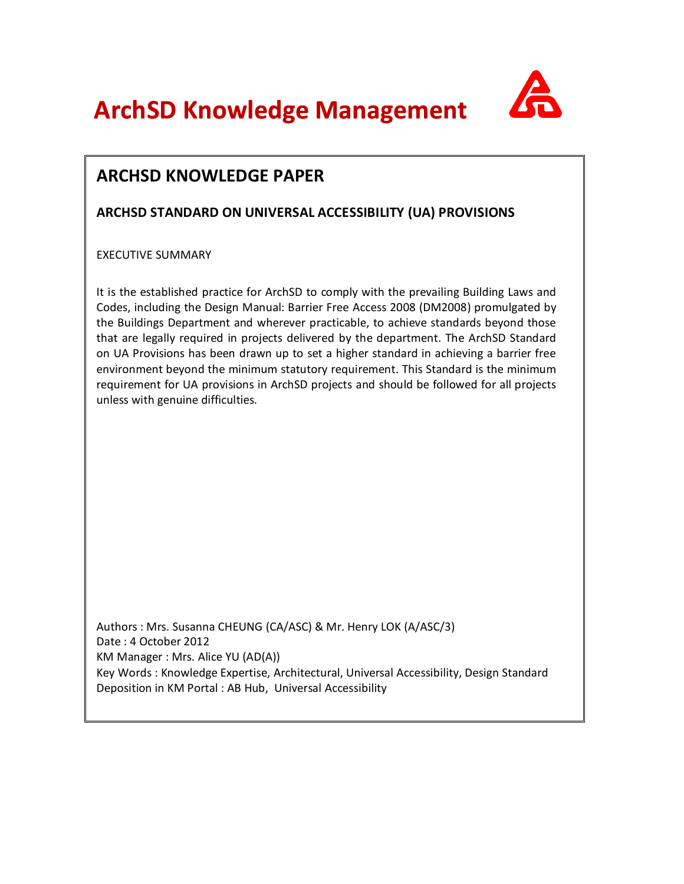# ArchSD Knowledge Management

## ARCHSD KNOWLEDGE PAPER

### ARCHSD STANDARD ON UNIVERSAL ACCESSIBILITY (UA) PROVISIONS

EXECUTIVE SUMMARY

It is the established practice for ArchSD to comply with the prevailing Building Laws and Codes, including the Design Manual: Barrier Free Access 2008 (DM2008) promulgated by the Buildings Department and wherever practicable, to achieve standards beyond those that are legally required in projects delivered by the department. The ArchSD Standard on UA Provisions has been drawn up to set a higher standard in achieving a barrier free environment beyond the minimum statutory requirement. This Standard is the minimum requirement for UA provisions in ArchSD projects and should be followed for all projects unless with genuine difficulties.

Authors : Mrs. Susanna CHEUNG (CA/ASC) & Mr. Henry LOK (A/ASC/3)
Date : 4 October 2012
KM Manager : Mrs. Alice YU (AD(A))
Key Words : Knowledge Expertise, Architectural, Universal Accessibility, Design Standard
Deposition in KM Portal : AB Hub, Universal Accessibility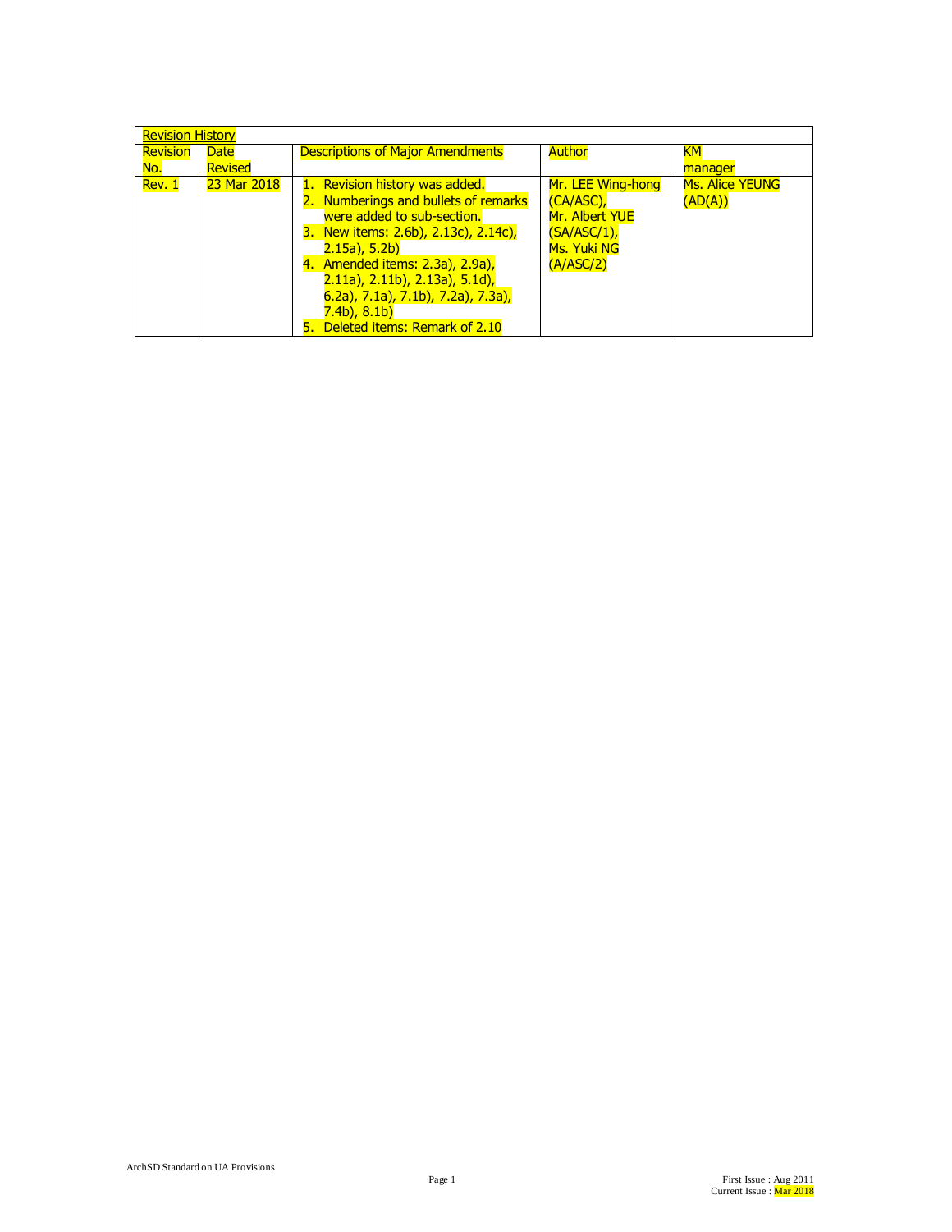| Revision History | | | | |
| --- | --- | --- | --- | --- |
| Revision No. | Date Revised | Descriptions of Major Amendments | Author | KM manager |
| Rev. 1 | 23 Mar 2018 | 1. Revision history was added.<br>2. Numberings and bullets of remarks were added to sub-section.<br>3. New items: 2.6b), 2.13c), 2.14c), 2.15a), 5.2b)<br>4. Amended items: 2.3a), 2.9a), 2.11a), 2.11b), 2.13a), 5.1d), 6.2a), 7.1a), 7.1b), 7.2a), 7.3a), 7.4b), 8.1b)<br>5. Deleted items: Remark of 2.10 | Mr. LEE Wing-hong (CA/ASC), Mr. Albert YUE (SA/ASC/1), Ms. Yuki NG (A/ASC/2) | Ms. Alice YEUNG (AD(A)) |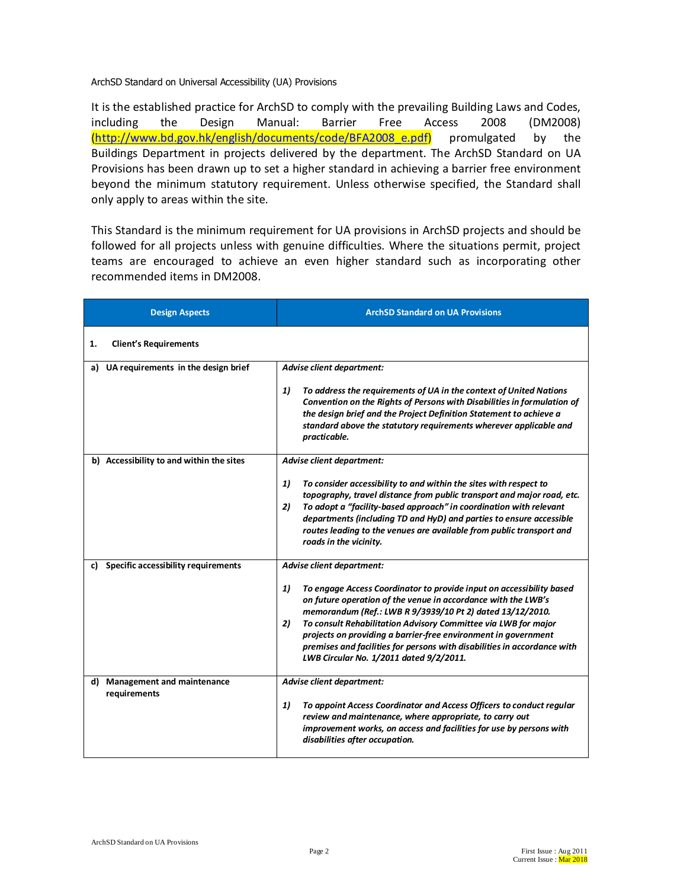ArchSD Standard on Universal Accessibility (UA) Provisions

It is the established practice for ArchSD to comply with the prevailing Building Laws and Codes, including the Design Manual: Barrier Free Access 2008 (DM2008) (http://www.bd.gov.hk/english/documents/code/BFA2008_e.pdf) promulgated by the Buildings Department in projects delivered by the department. The ArchSD Standard on UA Provisions has been drawn up to set a higher standard in achieving a barrier free environment beyond the minimum statutory requirement. Unless otherwise specified, the Standard shall only apply to areas within the site.

This Standard is the minimum requirement for UA provisions in ArchSD projects and should be followed for all projects unless with genuine difficulties. Where the situations permit, project teams are encouraged to achieve an even higher standard such as incorporating other recommended items in DM2008.

| Design Aspects | ArchSD Standard on UA Provisions |
|---|---|
| **1. Client's Requirements** | |
| **a) UA requirements in the design brief** | ***Advise client department:***<br><br>***1) To address the requirements of UA in the context of United Nations Convention on the Rights of Persons with Disabilities in formulation of the design brief and the Project Definition Statement to achieve a standard above the statutory requirements wherever applicable and practicable.*** |
| **b) Accessibility to and within the sites** | ***Advise client department:***<br><br>***1) To consider accessibility to and within the sites with respect to topography, travel distance from public transport and major road, etc.***<br>***2) To adopt a "facility-based approach" in coordination with relevant departments (including TD and HyD) and parties to ensure accessible routes leading to the venues are available from public transport and roads in the vicinity.*** |
| **c) Specific accessibility requirements** | ***Advise client department:***<br><br>***1) To engage Access Coordinator to provide input on accessibility based on future operation of the venue in accordance with the LWB's memorandum (Ref.: LWB R 9/3939/10 Pt 2) dated 13/12/2010.***<br>***2) To consult Rehabilitation Advisory Committee via LWB for major projects on providing a barrier-free environment in government premises and facilities for persons with disabilities in accordance with LWB Circular No. 1/2011 dated 9/2/2011.*** |
| **d) Management and maintenance requirements** | ***Advise client department:***<br><br>***1) To appoint Access Coordinator and Access Officers to conduct regular review and maintenance, where appropriate, to carry out improvement works, on access and facilities for use by persons with disabilities after occupation.*** |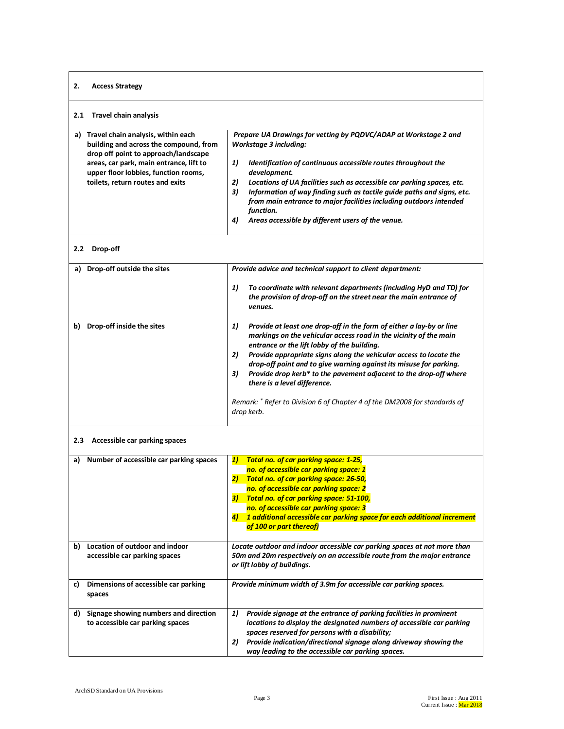| **2. Access Strategy** | |
|---|---|
| **2.1 Travel chain analysis** | |
| **a) Travel chain analysis, within each building and across the compound, from drop off point to approach/landscape areas, car park, main entrance, lift to upper floor lobbies, function rooms, toilets, return routes and exits** | ***Prepare UA Drawings for vetting by PQDVC/ADAP at Workstage 2 and Workstage 3 including:***<br><br>***1) Identification of continuous accessible routes throughout the development.***<br>***2) Locations of UA facilities such as accessible car parking spaces, etc.***<br>***3) Information of way finding such as tactile guide paths and signs, etc. from main entrance to major facilities including outdoors intended function.***<br>***4) Areas accessible by different users of the venue.*** |
| **2.2 Drop-off** | |
| **a) Drop-off outside the sites** | ***Provide advice and technical support to client department:***<br><br>***1) To coordinate with relevant departments (including HyD and TD) for the provision of drop-off on the street near the main entrance of venues.*** |
| **b) Drop-off inside the sites** | ***1) Provide at least one drop-off in the form of either a lay-by or line markings on the vehicular access road in the vicinity of the main entrance or the lift lobby of the building.***<br>***2) Provide appropriate signs along the vehicular access to locate the drop-off point and to give warning against its misuse for parking.***<br>***3) Provide drop kerb* to the pavement adjacent to the drop-off where there is a level difference.***<br><br>*Remark: * Refer to Division 6 of Chapter 4 of the DM2008 for standards of drop kerb.* |
| **2.3 Accessible car parking spaces** | |
| **a) Number of accessible car parking spaces** | ***1) Total no. of car parking space: 1-25, no. of accessible car parking space: 1***<br>***2) Total no. of car parking space: 26-50, no. of accessible car parking space: 2***<br>***3) Total no. of car parking space: 51-100, no. of accessible car parking space: 3***<br>***4) 1 additional accessible car parking space for each additional increment of 100 or part thereof)*** |
| **b) Location of outdoor and indoor accessible car parking spaces** | ***Locate outdoor and indoor accessible car parking spaces at not more than 50m and 20m respectively on an accessible route from the major entrance or lift lobby of buildings.*** |
| **c) Dimensions of accessible car parking spaces** | ***Provide minimum width of 3.9m for accessible car parking spaces.*** |
| **d) Signage showing numbers and direction to accessible car parking spaces** | ***1) Provide signage at the entrance of parking facilities in prominent locations to display the designated numbers of accessible car parking spaces reserved for persons with a disability;***<br>***2) Provide indication/directional signage along driveway showing the way leading to the accessible car parking spaces.*** |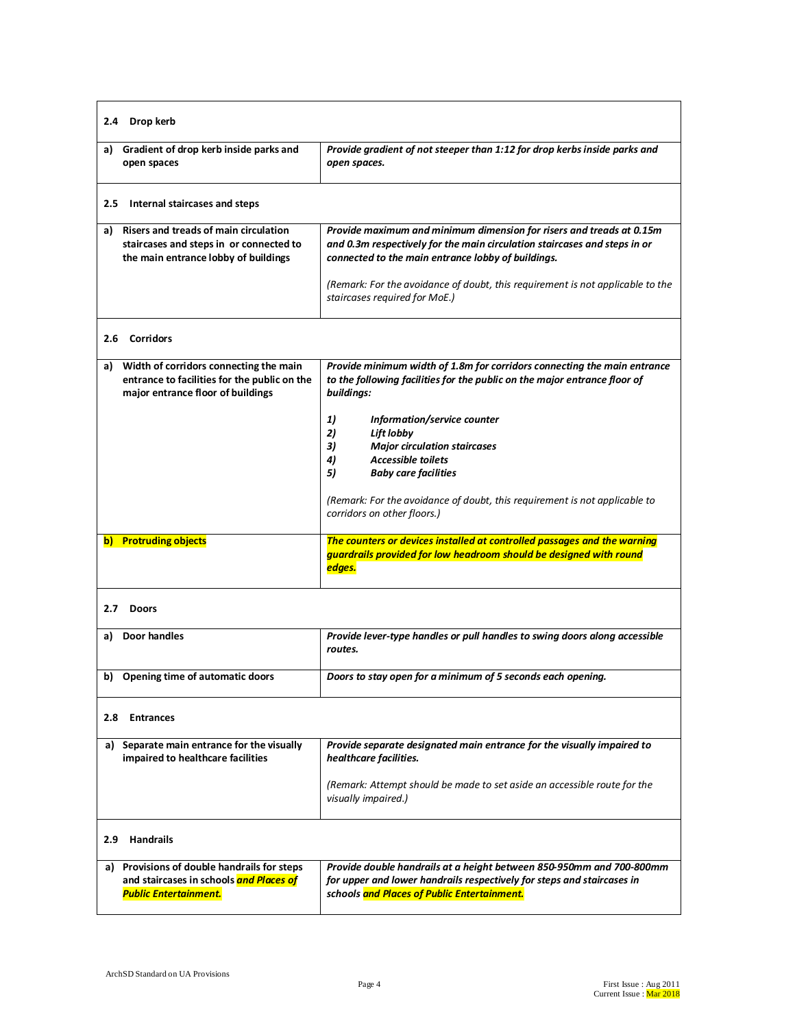| | |
|---|---|
| **2.4 Drop kerb** | |
| **a) Gradient of drop kerb inside parks and open spaces** | ***Provide gradient of not steeper than 1:12 for drop kerbs inside parks and open spaces.*** |
| **2.5 Internal staircases and steps** | |
| **a) Risers and treads of main circulation staircases and steps in or connected to the main entrance lobby of buildings** | ***Provide maximum and minimum dimension for risers and treads at 0.15m and 0.3m respectively for the main circulation staircases and steps in or connected to the main entrance lobby of buildings.***<br><br>*(Remark: For the avoidance of doubt, this requirement is not applicable to the staircases required for MoE.)* |
| **2.6 Corridors** | |
| **a) Width of corridors connecting the main entrance to facilities for the public on the major entrance floor of buildings** | ***Provide minimum width of 1.8m for corridors connecting the main entrance to the following facilities for the public on the major entrance floor of buildings:***<br><br>***1) Information/service counter***<br>***2) Lift lobby***<br>***3) Major circulation staircases***<br>***4) Accessible toilets***<br>***5) Baby care facilities***<br><br>*(Remark: For the avoidance of doubt, this requirement is not applicable to corridors on other floors.)* |
| **b) Protruding objects** | ***The counters or devices installed at controlled passages and the warning guardrails provided for low headroom should be designed with round edges.*** |
| **2.7 Doors** | |
| **a) Door handles** | ***Provide lever-type handles or pull handles to swing doors along accessible routes.*** |
| **b) Opening time of automatic doors** | ***Doors to stay open for a minimum of 5 seconds each opening.*** |
| **2.8 Entrances** | |
| **a) Separate main entrance for the visually impaired to healthcare facilities** | ***Provide separate designated main entrance for the visually impaired to healthcare facilities.***<br><br>*(Remark: Attempt should be made to set aside an accessible route for the visually impaired.)* |
| **2.9 Handrails** | |
| **a) Provisions of double handrails for steps and staircases in schools *and Places of Public Entertainment.*** | ***Provide double handrails at a height between 850-950mm and 700-800mm for upper and lower handrails respectively for steps and staircases in schools and Places of Public Entertainment.*** |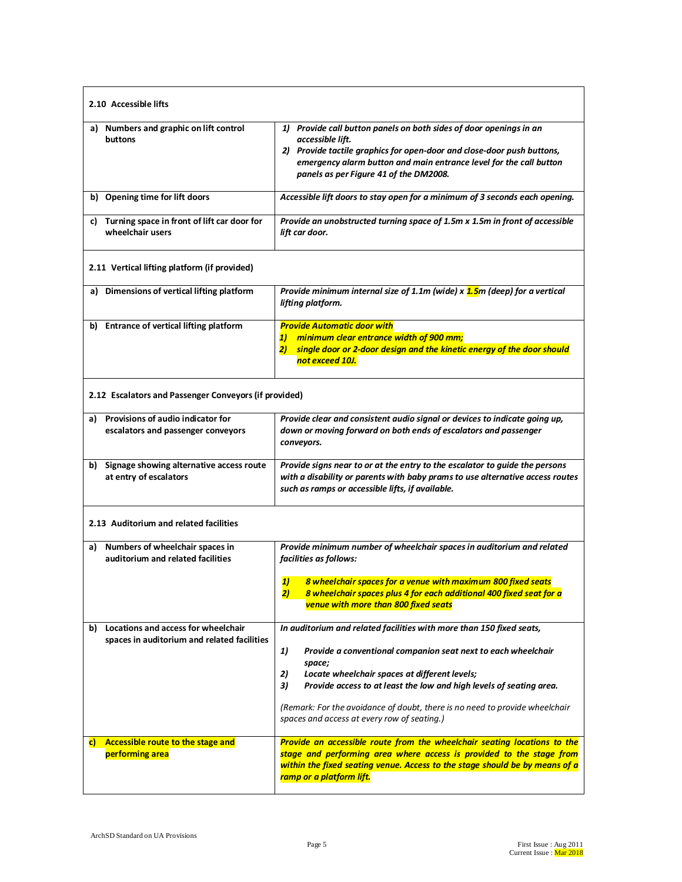| **2.10 Accessible lifts** | |
|---|---|
| **a) Numbers and graphic on lift control buttons** | ***1) Provide call button panels on both sides of door openings in an accessible lift.***<br>***2) Provide tactile graphics for open-door and close-door push buttons, emergency alarm button and main entrance level for the call button panels as per Figure 41 of the DM2008.*** |
| **b) Opening time for lift doors** | ***Accessible lift doors to stay open for a minimum of 3 seconds each opening.*** |
| **c) Turning space in front of lift car door for wheelchair users** | ***Provide an unobstructed turning space of 1.5m x 1.5m in front of accessible lift car door.*** |
| **2.11 Vertical lifting platform (if provided)** | |
| **a) Dimensions of vertical lifting platform** | ***Provide minimum internal size of 1.1m (wide) x 1.5m (deep) for a vertical lifting platform.*** |
| **b) Entrance of vertical lifting platform** | ***Provide Automatic door with***<br>***1) minimum clear entrance width of 900 mm;***<br>***2) single door or 2-door design and the kinetic energy of the door should not exceed 10J.*** |
| **2.12 Escalators and Passenger Conveyors (if provided)** | |
| **a) Provisions of audio indicator for escalators and passenger conveyors** | ***Provide clear and consistent audio signal or devices to indicate going up, down or moving forward on both ends of escalators and passenger conveyors.*** |
| **b) Signage showing alternative access route at entry of escalators** | ***Provide signs near to or at the entry to the escalator to guide the persons with a disability or parents with baby prams to use alternative access routes such as ramps or accessible lifts, if available.*** |
| **2.13 Auditorium and related facilities** | |
| **a) Numbers of wheelchair spaces in auditorium and related facilities** | ***Provide minimum number of wheelchair spaces in auditorium and related facilities as follows:***<br>***1) 8 wheelchair spaces for a venue with maximum 800 fixed seats***<br>***2) 8 wheelchair spaces plus 4 for each additional 400 fixed seat for a venue with more than 800 fixed seats*** |
| **b) Locations and access for wheelchair spaces in auditorium and related facilities** | ***In auditorium and related facilities with more than 150 fixed seats,***<br>***1) Provide a conventional companion seat next to each wheelchair space;***<br>***2) Locate wheelchair spaces at different levels;***<br>***3) Provide access to at least the low and high levels of seating area.***<br>*(Remark: For the avoidance of doubt, there is no need to provide wheelchair spaces and access at every row of seating.)* |
| **c) Accessible route to the stage and performing area** | ***Provide an accessible route from the wheelchair seating locations to the stage and performing area where access is provided to the stage from within the fixed seating venue. Access to the stage should be by means of a ramp or a platform lift.*** |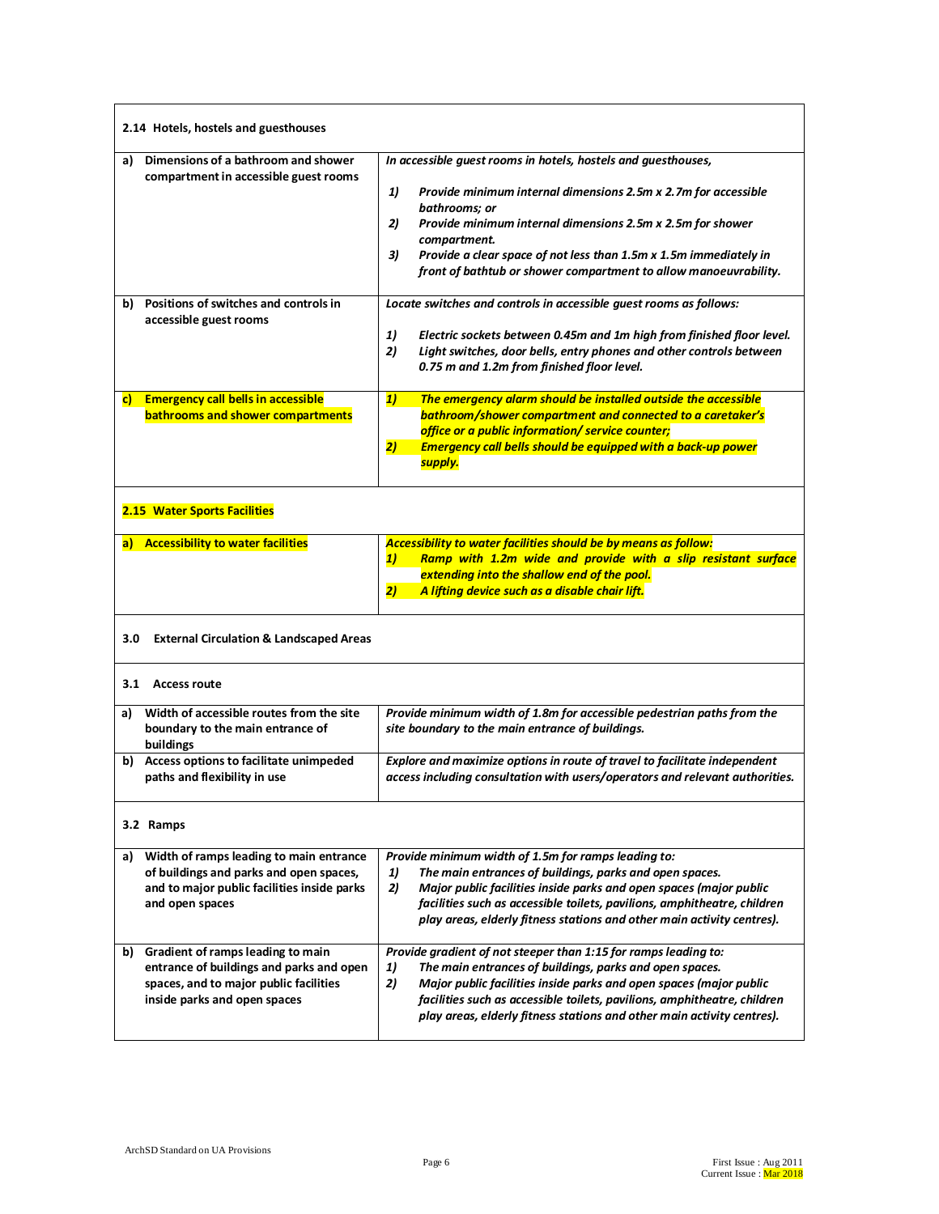| 2.14 Hotels, hostels and guesthouses | |
|---|---|
| a) Dimensions of a bathroom and shower compartment in accessible guest rooms | *In accessible guest rooms in hotels, hostels and guesthouses,*<br>*1) Provide minimum internal dimensions 2.5m x 2.7m for accessible bathrooms; or*<br>*2) Provide minimum internal dimensions 2.5m x 2.5m for shower compartment.*<br>*3) Provide a clear space of not less than 1.5m x 1.5m immediately in front of bathtub or shower compartment to allow manoeuvrability.* |
| b) Positions of switches and controls in accessible guest rooms | *Locate switches and controls in accessible guest rooms as follows:*<br>*1) Electric sockets between 0.45m and 1m high from finished floor level.*<br>*2) Light switches, door bells, entry phones and other controls between 0.75 m and 1.2m from finished floor level.* |
| c) Emergency call bells in accessible bathrooms and shower compartments | *1) The emergency alarm should be installed outside the accessible bathroom/shower compartment and connected to a caretaker's office or a public information/ service counter;*<br>*2) Emergency call bells should be equipped with a back-up power supply.* |
| **2.15 Water Sports Facilities** | |
| a) Accessibility to water facilities | *Accessibility to water facilities should be by means as follow:*<br>*1) Ramp with 1.2m wide and provide with a slip resistant surface extending into the shallow end of the pool.*<br>*2) A lifting device such as a disable chair lift.* |
| **3.0 External Circulation & Landscaped Areas** | |
| **3.1 Access route** | |
| a) Width of accessible routes from the site boundary to the main entrance of buildings | *Provide minimum width of 1.8m for accessible pedestrian paths from the site boundary to the main entrance of buildings.* |
| b) Access options to facilitate unimpeded paths and flexibility in use | *Explore and maximize options in route of travel to facilitate independent access including consultation with users/operators and relevant authorities.* |
| **3.2 Ramps** | |
| a) Width of ramps leading to main entrance of buildings and parks and open spaces, and to major public facilities inside parks and open spaces | *Provide minimum width of 1.5m for ramps leading to:*<br>*1) The main entrances of buildings, parks and open spaces.*<br>*2) Major public facilities inside parks and open spaces (major public facilities such as accessible toilets, pavilions, amphitheatre, children play areas, elderly fitness stations and other main activity centres).* |
| b) Gradient of ramps leading to main entrance of buildings and parks and open spaces, and to major public facilities inside parks and open spaces | *Provide gradient of not steeper than 1:15 for ramps leading to:*<br>*1) The main entrances of buildings, parks and open spaces.*<br>*2) Major public facilities inside parks and open spaces (major public facilities such as accessible toilets, pavilions, amphitheatre, children play areas, elderly fitness stations and other main activity centres).* |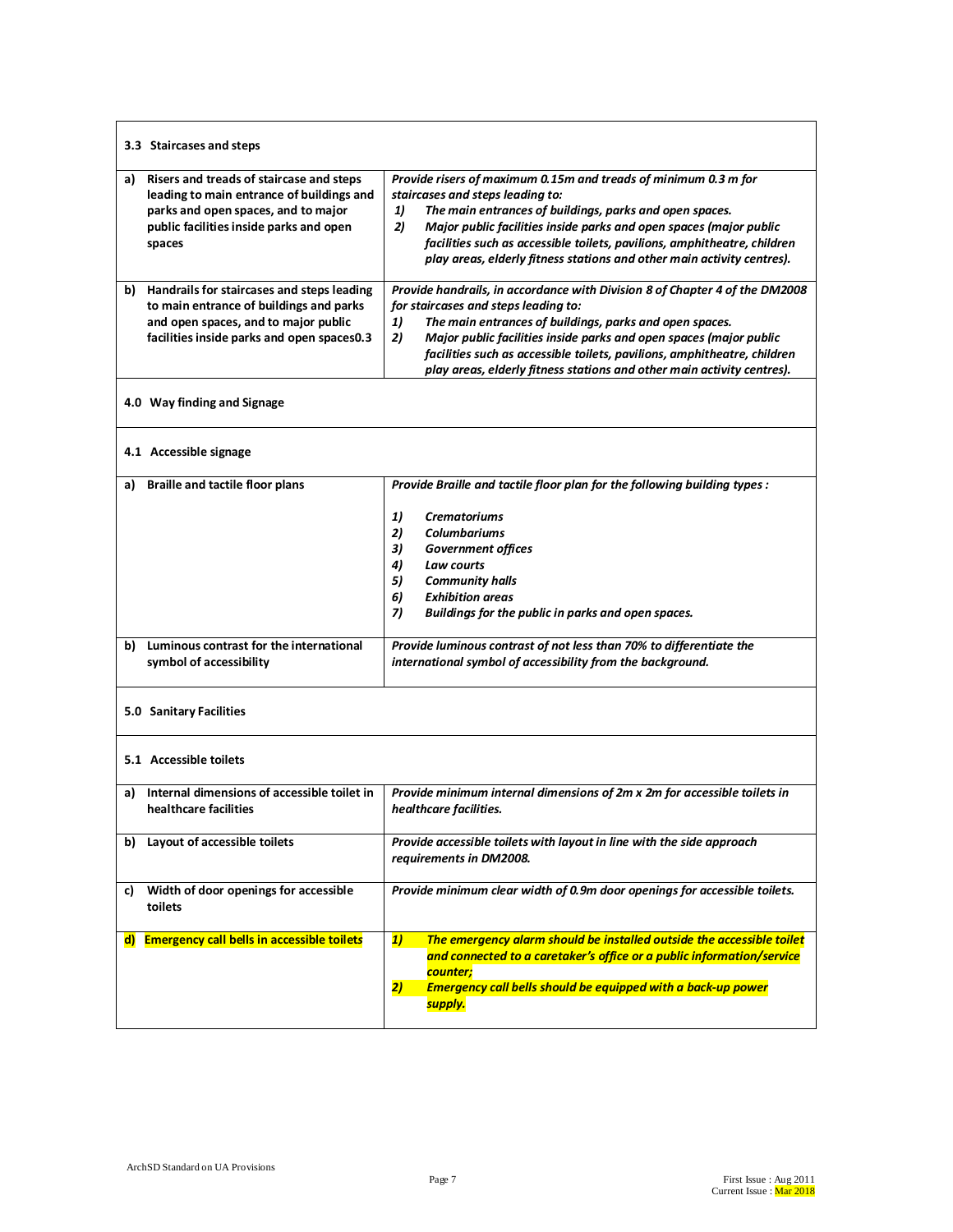| | |
|---|---|
| **3.3 Staircases and steps** | |
| **a) Risers and treads of staircase and steps leading to main entrance of buildings and parks and open spaces, and to major public facilities inside parks and open spaces** | ***Provide risers of maximum 0.15m and treads of minimum 0.3 m for staircases and steps leading to:***<br>***1) The main entrances of buildings, parks and open spaces.***<br>***2) Major public facilities inside parks and open spaces (major public facilities such as accessible toilets, pavilions, amphitheatre, children play areas, elderly fitness stations and other main activity centres).*** |
| **b) Handrails for staircases and steps leading to main entrance of buildings and parks and open spaces, and to major public facilities inside parks and open spaces0.3** | ***Provide handrails, in accordance with Division 8 of Chapter 4 of the DM2008 for staircases and steps leading to:***<br>***1) The main entrances of buildings, parks and open spaces.***<br>***2) Major public facilities inside parks and open spaces (major public facilities such as accessible toilets, pavilions, amphitheatre, children play areas, elderly fitness stations and other main activity centres).*** |
| **4.0 Way finding and Signage** | |
| **4.1 Accessible signage** | |
| **a) Braille and tactile floor plans** | ***Provide Braille and tactile floor plan for the following building types :***<br>***1) Crematoriums***<br>***2) Columbariums***<br>***3) Government offices***<br>***4) Law courts***<br>***5) Community halls***<br>***6) Exhibition areas***<br>***7) Buildings for the public in parks and open spaces.*** |
| **b) Luminous contrast for the international symbol of accessibility** | ***Provide luminous contrast of not less than 70% to differentiate the international symbol of accessibility from the background.*** |
| **5.0 Sanitary Facilities** | |
| **5.1 Accessible toilets** | |
| **a) Internal dimensions of accessible toilet in healthcare facilities** | ***Provide minimum internal dimensions of 2m x 2m for accessible toilets in healthcare facilities.*** |
| **b) Layout of accessible toilets** | ***Provide accessible toilets with layout in line with the side approach requirements in DM2008.*** |
| **c) Width of door openings for accessible toilets** | ***Provide minimum clear width of 0.9m door openings for accessible toilets.*** |
| **d) Emergency call bells in accessible toilets** | ***1) The emergency alarm should be installed outside the accessible toilet and connected to a caretaker's office or a public information/service counter;***<br>***2) Emergency call bells should be equipped with a back-up power supply.*** |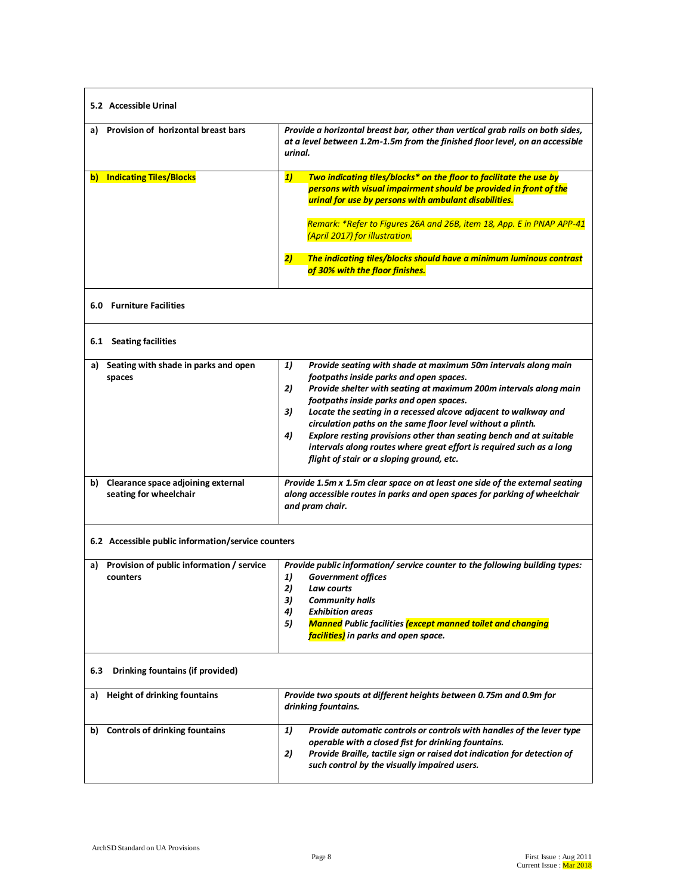| **5.2 Accessible Urinal** | |
|---|---|
| **a) Provision of horizontal breast bars** | ***Provide a horizontal breast bar, other than vertical grab rails on both sides, at a level between 1.2m-1.5m from the finished floor level, on an accessible urinal.*** |
| **b) Indicating Tiles/Blocks** | ***1) Two indicating tiles/blocks* on the floor to facilitate the use by persons with visual impairment should be provided in front of the urinal for use by persons with ambulant disabilities.*** <br> *Remark: *Refer to Figures 26A and 26B, item 18, App. E in PNAP APP-41 (April 2017) for illustration.* <br> ***2) The indicating tiles/blocks should have a minimum luminous contrast of 30% with the floor finishes.*** |
| **6.0 Furniture Facilities** | |
| **6.1 Seating facilities** | |
| **a) Seating with shade in parks and open spaces** | ***1) Provide seating with shade at maximum 50m intervals along main footpaths inside parks and open spaces.*** <br> ***2) Provide shelter with seating at maximum 200m intervals along main footpaths inside parks and open spaces.*** <br> ***3) Locate the seating in a recessed alcove adjacent to walkway and circulation paths on the same floor level without a plinth.*** <br> ***4) Explore resting provisions other than seating bench and at suitable intervals along routes where great effort is required such as a long flight of stair or a sloping ground, etc.*** |
| **b) Clearance space adjoining external seating for wheelchair** | ***Provide 1.5m x 1.5m clear space on at least one side of the external seating along accessible routes in parks and open spaces for parking of wheelchair and pram chair.*** |
| **6.2 Accessible public information/service counters** | |
| **a) Provision of public information / service counters** | ***Provide public information/ service counter to the following building types:*** <br> ***1) Government offices*** <br> ***2) Law courts*** <br> ***3) Community halls*** <br> ***4) Exhibition areas*** <br> ***5) Manned Public facilities (except manned toilet and changing facilities) in parks and open space.*** |
| **6.3 Drinking fountains (if provided)** | |
| **a) Height of drinking fountains** | ***Provide two spouts at different heights between 0.75m and 0.9m for drinking fountains.*** |
| **b) Controls of drinking fountains** | ***1) Provide automatic controls or controls with handles of the lever type operable with a closed fist for drinking fountains.*** <br> ***2) Provide Braille, tactile sign or raised dot indication for detection of such control by the visually impaired users.*** |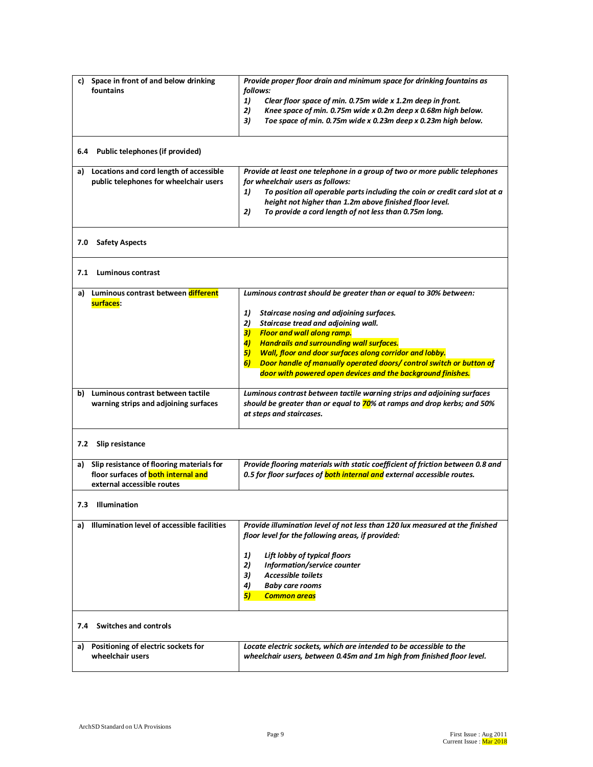| | |
|---|---|
| **c) Space in front of and below drinking fountains** | ***Provide proper floor drain and minimum space for drinking fountains as follows:***<br>***1) Clear floor space of min. 0.75m wide x 1.2m deep in front.***<br>***2) Knee space of min. 0.75m wide x 0.2m deep x 0.68m high below.***<br>***3) Toe space of min. 0.75m wide x 0.23m deep x 0.23m high below.*** |
| **6.4 Public telephones (if provided)** | |
| **a) Locations and cord length of accessible public telephones for wheelchair users** | ***Provide at least one telephone in a group of two or more public telephones for wheelchair users as follows:***<br>***1) To position all operable parts including the coin or credit card slot at a height not higher than 1.2m above finished floor level.***<br>***2) To provide a cord length of not less than 0.75m long.*** |
| **7.0 Safety Aspects** | |
| **7.1 Luminous contrast** | |
| **a) Luminous contrast between different surfaces:** | ***Luminous contrast should be greater than or equal to 30% between:***<br>***1) Staircase nosing and adjoining surfaces.***<br>***2) Staircase tread and adjoining wall.***<br>***3) Floor and wall along ramp.***<br>***4) Handrails and surrounding wall surfaces.***<br>***5) Wall, floor and door surfaces along corridor and lobby.***<br>***6) Door handle of manually operated doors/ control switch or button of door with powered open devices and the background finishes.*** |
| **b) Luminous contrast between tactile warning strips and adjoining surfaces** | ***Luminous contrast between tactile warning strips and adjoining surfaces should be greater than or equal to 70% at ramps and drop kerbs; and 50% at steps and staircases.*** |
| **7.2 Slip resistance** | |
| **a) Slip resistance of flooring materials for floor surfaces of both internal and external accessible routes** | ***Provide flooring materials with static coefficient of friction between 0.8 and 0.5 for floor surfaces of both internal and external accessible routes.*** |
| **7.3 Illumination** | |
| **a) Illumination level of accessible facilities** | ***Provide illumination level of not less than 120 lux measured at the finished floor level for the following areas, if provided:***<br>***1) Lift lobby of typical floors***<br>***2) Information/service counter***<br>***3) Accessible toilets***<br>***4) Baby care rooms***<br>***5) Common areas*** |
| **7.4 Switches and controls** | |
| **a) Positioning of electric sockets for wheelchair users** | ***Locate electric sockets, which are intended to be accessible to the wheelchair users, between 0.45m and 1m high from finished floor level.*** |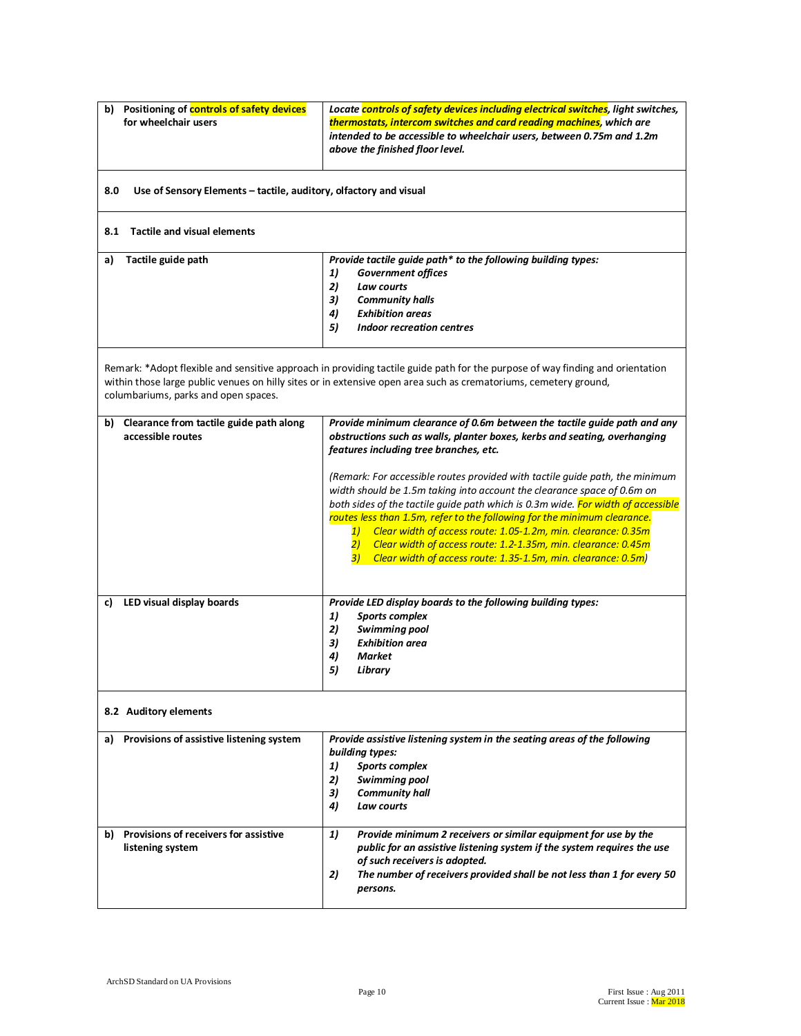| | |
|---|---|
| **b) Positioning of controls of safety devices for wheelchair users** | ***Locate controls of safety devices including electrical switches, light switches, thermostats, intercom switches and card reading machines, which are intended to be accessible to wheelchair users, between 0.75m and 1.2m above the finished floor level.*** |

**8.0 Use of Sensory Elements – tactile, auditory, olfactory and visual**

**8.1 Tactile and visual elements**

| | |
|---|---|
| **a) Tactile guide path** | ***Provide tactile guide path\* to the following building types:***<br>***1) Government offices***<br>***2) Law courts***<br>***3) Community halls***<br>***4) Exhibition areas***<br>***5) Indoor recreation centres*** |

Remark: *Adopt flexible and sensitive approach in providing tactile guide path for the purpose of way finding and orientation within those large public venues on hilly sites or in extensive open area such as crematoriums, cemetery ground, columbariums, parks and open spaces.

| | |
|---|---|
| **b) Clearance from tactile guide path along accessible routes** | ***Provide minimum clearance of 0.6m between the tactile guide path and any obstructions such as walls, planter boxes, kerbs and seating, overhanging features including tree branches, etc.***<br><br>*(Remark: For accessible routes provided with tactile guide path, the minimum width should be 1.5m taking into account the clearance space of 0.6m on both sides of the tactile guide path which is 0.3m wide. For width of accessible routes less than 1.5m, refer to the following for the minimum clearance.*<br>*1) Clear width of access route: 1.05-1.2m, min. clearance: 0.35m*<br>*2) Clear width of access route: 1.2-1.35m, min. clearance: 0.45m*<br>*3) Clear width of access route: 1.35-1.5m, min. clearance: 0.5m)* |
| **c) LED visual display boards** | ***Provide LED display boards to the following building types:***<br>***1) Sports complex***<br>***2) Swimming pool***<br>***3) Exhibition area***<br>***4) Market***<br>***5) Library*** |

**8.2 Auditory elements**

| | |
|---|---|
| **a) Provisions of assistive listening system** | ***Provide assistive listening system in the seating areas of the following building types:***<br>***1) Sports complex***<br>***2) Swimming pool***<br>***3) Community hall***<br>***4) Law courts*** |
| **b) Provisions of receivers for assistive listening system** | ***1) Provide minimum 2 receivers or similar equipment for use by the public for an assistive listening system if the system requires the use of such receivers is adopted.***<br>***2) The number of receivers provided shall be not less than 1 for every 50 persons.*** |